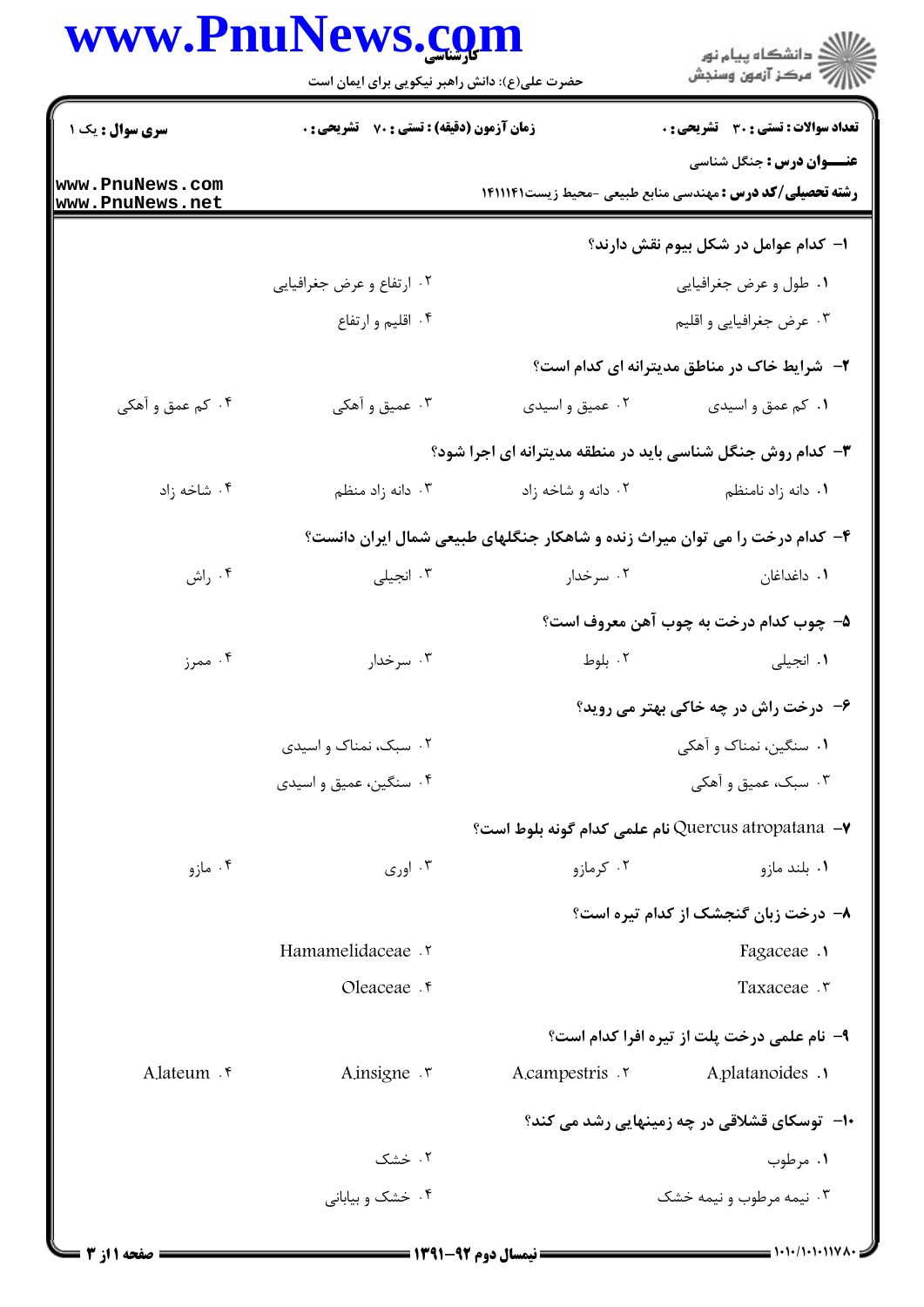**سری سوال:** یک ۱

**زمان آزمون (دقیقه) : تستی : ۷۰ تشریحی : ۰**

**تعداد سوالات : تستی : ۳۰ تشریحی : ۰**

**عنـــوان درس :** جنگل شناسی

**رشته تحصیلی/کد درس :** مهندسی منابع طبیعی -محیط زیست۱۴۱۱۱۴۱

۱- کدام عوامل در شکل بیوم نقش دارند؟

۱. طول و عرض جغرافیایی

۲. ارتفاع و عرض جغرافیایی

۳. عرض جغرافیایی و اقلیم

۴. اقلیم و ارتفاع

۲- شرایط خاک در مناطق مدیترانه ای کدام است؟

۱. کم عمق و اسیدی

۲. عمیق و اسیدی

۳. عمیق و آهکی

۴. کم عمق و آهکی

۳- کدام روش جنگل شناسی باید در منطقه مدیترانه ای اجرا شود؟

۱. دانه زاد نامنظم

۲. دانه و شاخه زاد

۳. دانه زاد منظم

۴. شاخه زاد

۴- کدام درخت را می توان میراث زنده و شاهکار جنگلهای طبیعی شمال ایران دانست؟

۱. داغداغان

۲. سرخدار

۳. انجیلی

۴. راش

۵- چوب کدام درخت به چوب آهن معروف است؟

۱. انجیلی

۲. بلوط

۳. سرخدار

۴. ممرز

۶- درخت راش در چه خاکی بهتر می روید؟

۱. سنگین، نمناک و آهکی

۲. سبک، نمناک و اسیدی

۳. سبک، عمیق و آهکی

۴. سنگین، عمیق و اسیدی

۷- Quercus atropatana نام علمی کدام گونه بلوط است؟

۱. بلند مازو

۲. کرمازو

۳. اوری

۴. مازو

۸- درخت زبان گنجشک از کدام تیره است؟

۱. Fagaceae

۲. Hamamelidaceae

۳. Taxaceae

۴. Oleaceae

۹- نام علمی درخت پلت از تیره افرا کدام است؟

۱. A.platanoides

۲. A.campestris

۳. A.insigne

۴. A.lateum

۱۰- توسکای قشلاقی در چه زمینهایی رشد می کند؟

۱. مرطوب

۲. خشک

۳. نیمه مرطوب و نیمه خشک

۴. خشک و بیابانی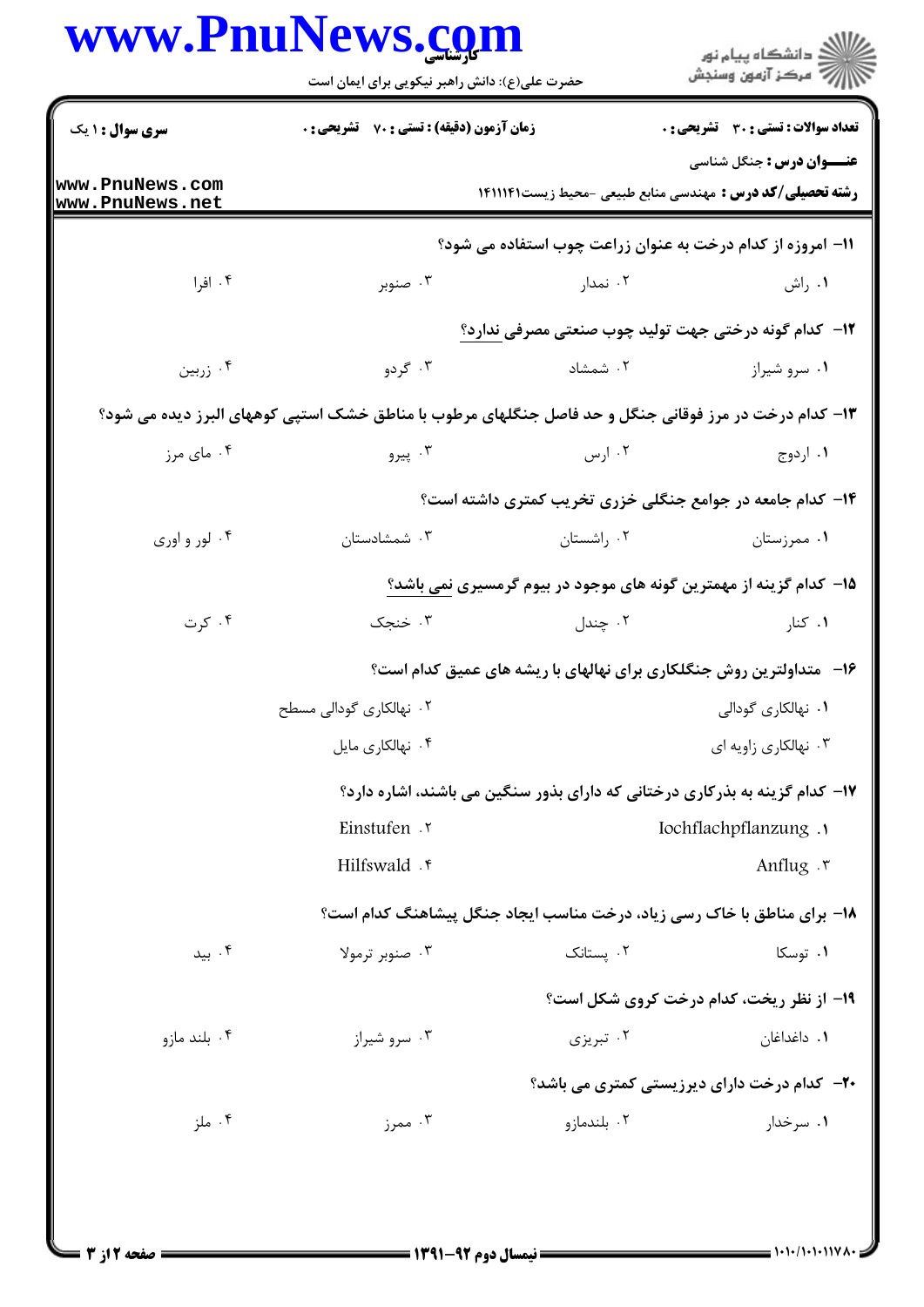۱۱- امروزه از کدام درخت به عنوان زراعت چوب استفاده می شود؟

۱. راش ۲. نمدار ۳. صنوبر ۴. افرا

۱۲- کدام گونه درختی جهت تولید چوب صنعتی مصرفی ندارد؟

۱. سرو شیراز ۲. شمشاد ۳. گردو ۴. زربین

۱۳- کدام درخت در مرز فوقانی جنگل و حد فاصل جنگلهای مرطوب با مناطق خشک استپی کوههای البرز دیده می شود؟

۱. اردوج ۲. ارس ۳. پیرو ۴. مای مرز

۱۴- کدام جامعه در جوامع جنگلی خزری تخریب کمتری داشته است؟

۱. ممرزستان ۲. راشستان ۳. شمشادستان ۴. لور و اوری

۱۵- کدام گزینه از مهمترین گونه های موجود در بیوم گرمسیری نمی باشد؟

۱. کنار ۲. چندل ۳. خنجک ۴. کرت

۱۶- متداولترین روش جنگلکاری برای نهالهای با ریشه های عمیق کدام است؟

۱. نهالکاری گودالی
۲. نهالکاری گودالی مسطح
۳. نهالکاری زاویه ای
۴. نهالکاری مایل

۱۷- کدام گزینه به بذرکاری درختانی که دارای بذور سنگین می باشند، اشاره دارد؟

۱. Iochflachpflanzung
۲. Einstufen
۳. Anflug
۴. Hilfswald

۱۸- برای مناطق با خاک رسی زیاد، درخت مناسب ایجاد جنگل پیشاهنگ کدام است؟

۱. توسکا ۲. پستانک ۳. صنوبر ترمولا ۴. بید

۱۹- از نظر ریخت، کدام درخت کروی شکل است؟

۱. داغداغان ۲. تبریزی ۳. سرو شیراز ۴. بلند مازو

۲۰- کدام درخت دارای دیرزیستی کمتری می باشد؟

۱. سرخدار ۲. بلندمازو ۳. ممرز ۴. ملز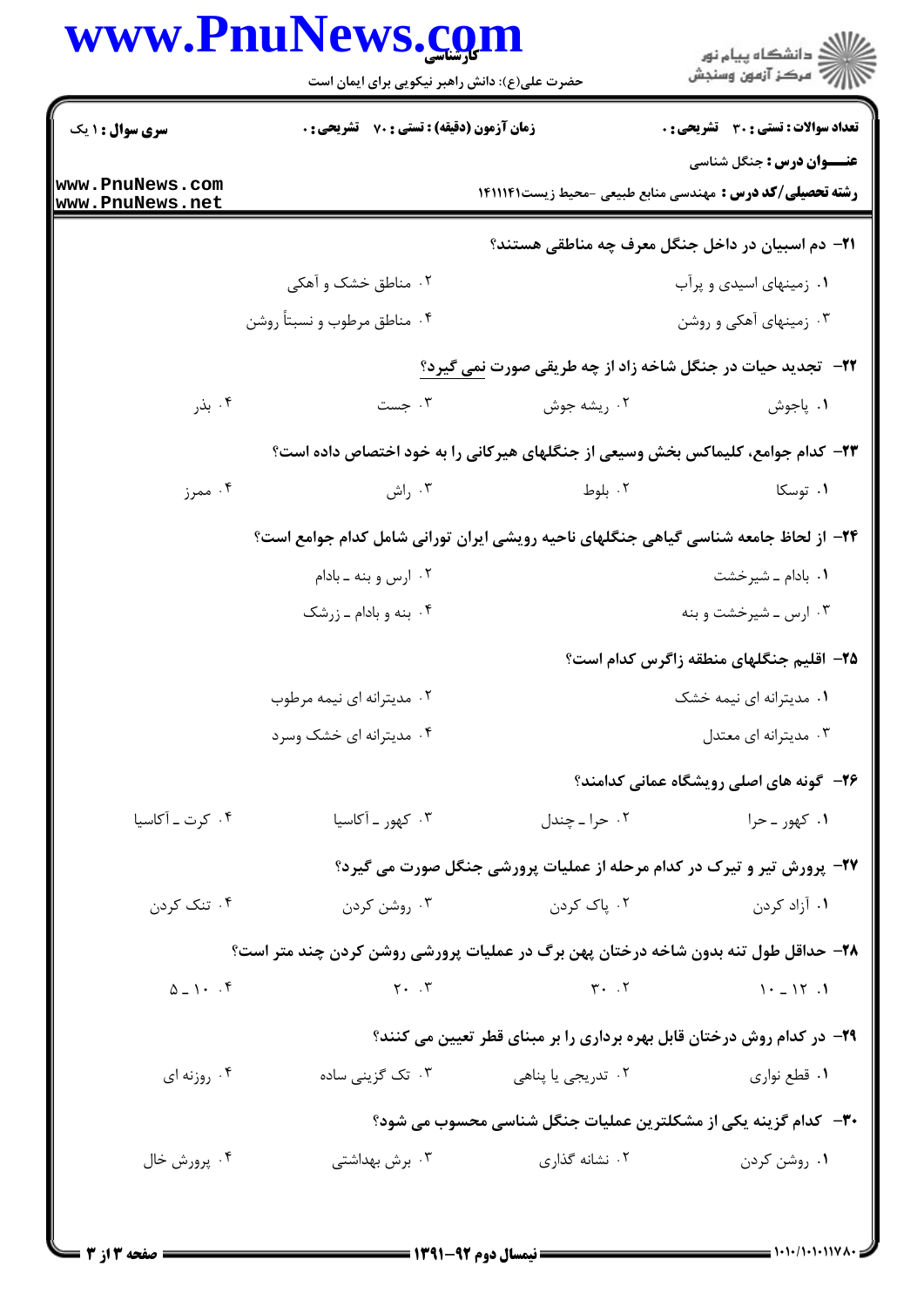۲۱- دم اسبیان در داخل جنگل معرف چه مناطقی هستند؟

۱. زمینهای اسیدی و پرآب
۲. مناطق خشک و آهکی
۳. زمینهای آهکی و روشن
۴. مناطق مرطوب و نسبتاً روشن

۲۲- تجدید حیات در جنگل شاخه زاد از چه طریقی صورت نمی گیرد؟

۱. پاجوش
۲. ریشه جوش
۳. جست
۴. بذر

۲۳- کدام جوامع، کلیماکس بخش وسیعی از جنگلهای هیرکانی را به خود اختصاص داده است؟

۱. توسکا
۲. بلوط
۳. راش
۴. ممرز

۲۴- از لحاظ جامعه شناسی گیاهی جنگلهای ناحیه رویشی ایران تورانی شامل کدام جوامع است؟

۱. بادام ـ شیرخشت
۲. ارس و بنه ـ بادام
۳. ارس ـ شیرخشت و بنه
۴. بنه و بادام ـ زرشک

۲۵- اقلیم جنگلهای منطقه زاگرس کدام است؟

۱. مدیترانه ای نیمه خشک
۲. مدیترانه ای نیمه مرطوب
۳. مدیترانه ای معتدل
۴. مدیترانه ای خشک وسرد

۲۶- گونه های اصلی رویشگاه عمانی کدامند؟

۱. کهور ـ حرا
۲. حرا ـ چندل
۳. کهور ـ آکاسیا
۴. کرت ـ آکاسیا

۲۷- پرورش تیر و تیرک در کدام مرحله از عملیات پرورشی جنگل صورت می گیرد؟

۱. آزاد کردن
۲. پاک کردن
۳. روشن کردن
۴. تنک کردن

۲۸- حداقل طول تنه بدون شاخه درختان پهن برگ در عملیات پرورشی روشن کردن چند متر است؟

۱. ۱۲ـ۱۰
۲. ۳۰
۳. ۲۰
۴. ۱۰ـ۵

۲۹- در کدام روش درختان قابل بهره برداری را بر مبنای قطر تعیین می کنند؟

۱. قطع نواری
۲. تدریجی یا پناهی
۳. تک گزینی ساده
۴. روزنه ای

۳۰- کدام گزینه یکی از مشکلترین عملیات جنگل شناسی محسوب می شود؟

۱. روشن کردن
۲. نشانه گذاری
۳. برش بهداشتی
۴. پرورش خال